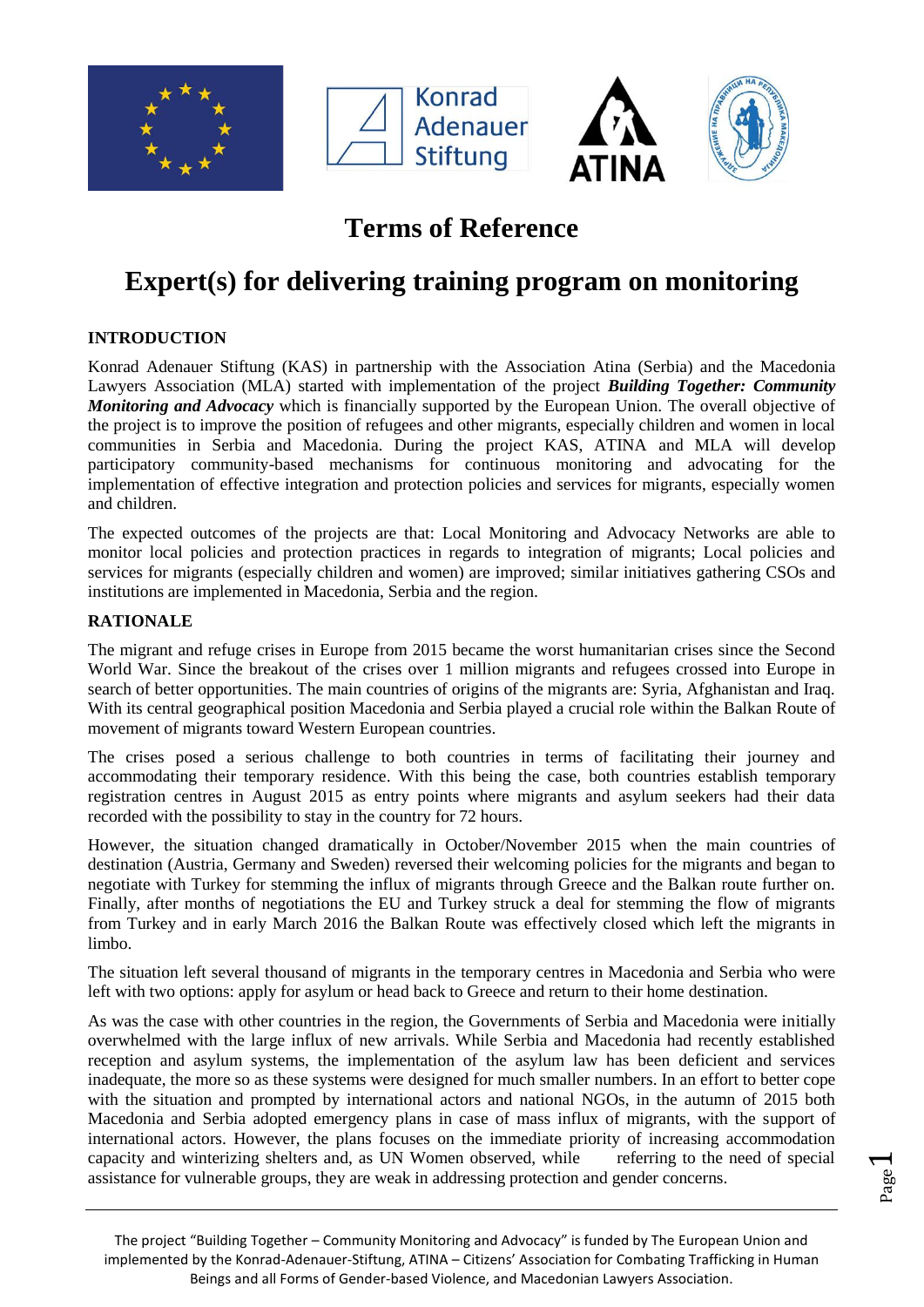# Terms of Reference

# Expert(s) for delivering training program on monitoring

## INTRODUCTION

Konrad Adenauer Stiftung (KAS) in partnership with the Association Atina (Serbia) and the Macedonia Lawyers Association (MLA) started with implementation of the project ***Building Together: Community Monitoring and Advocacy*** which is financially supported by the European Union. The overall objective of the project is to improve the position of refugees and other migrants, especially children and women in local communities in Serbia and Macedonia. During the project KAS, ATINA and MLA will develop participatory community-based mechanisms for continuous monitoring and advocating for the implementation of effective integration and protection policies and services for migrants, especially women and children.

The expected outcomes of the projects are that: Local Monitoring and Advocacy Networks are able to monitor local policies and protection practices in regards to integration of migrants; Local policies and services for migrants (especially children and women) are improved; similar initiatives gathering CSOs and institutions are implemented in Macedonia, Serbia and the region.

## RATIONALE

The migrant and refuge crises in Europe from 2015 became the worst humanitarian crises since the Second World War. Since the breakout of the crises over 1 million migrants and refugees crossed into Europe in search of better opportunities. The main countries of origins of the migrants are: Syria, Afghanistan and Iraq. With its central geographical position Macedonia and Serbia played a crucial role within the Balkan Route of movement of migrants toward Western European countries.

The crises posed a serious challenge to both countries in terms of facilitating their journey and accommodating their temporary residence. With this being the case, both countries establish temporary registration centres in August 2015 as entry points where migrants and asylum seekers had their data recorded with the possibility to stay in the country for 72 hours.

However, the situation changed dramatically in October/November 2015 when the main countries of destination (Austria, Germany and Sweden) reversed their welcoming policies for the migrants and began to negotiate with Turkey for stemming the influx of migrants through Greece and the Balkan route further on. Finally, after months of negotiations the EU and Turkey struck a deal for stemming the flow of migrants from Turkey and in early March 2016 the Balkan Route was effectively closed which left the migrants in limbo.

The situation left several thousand of migrants in the temporary centres in Macedonia and Serbia who were left with two options: apply for asylum or head back to Greece and return to their home destination.

As was the case with other countries in the region, the Governments of Serbia and Macedonia were initially overwhelmed with the large influx of new arrivals. While Serbia and Macedonia had recently established reception and asylum systems, the implementation of the asylum law has been deficient and services inadequate, the more so as these systems were designed for much smaller numbers. In an effort to better cope with the situation and prompted by international actors and national NGOs, in the autumn of 2015 both Macedonia and Serbia adopted emergency plans in case of mass influx of migrants, with the support of international actors. However, the plans focuses on the immediate priority of increasing accommodation capacity and winterizing shelters and, as UN Women observed, while referring to the need of special assistance for vulnerable groups, they are weak in addressing protection and gender concerns.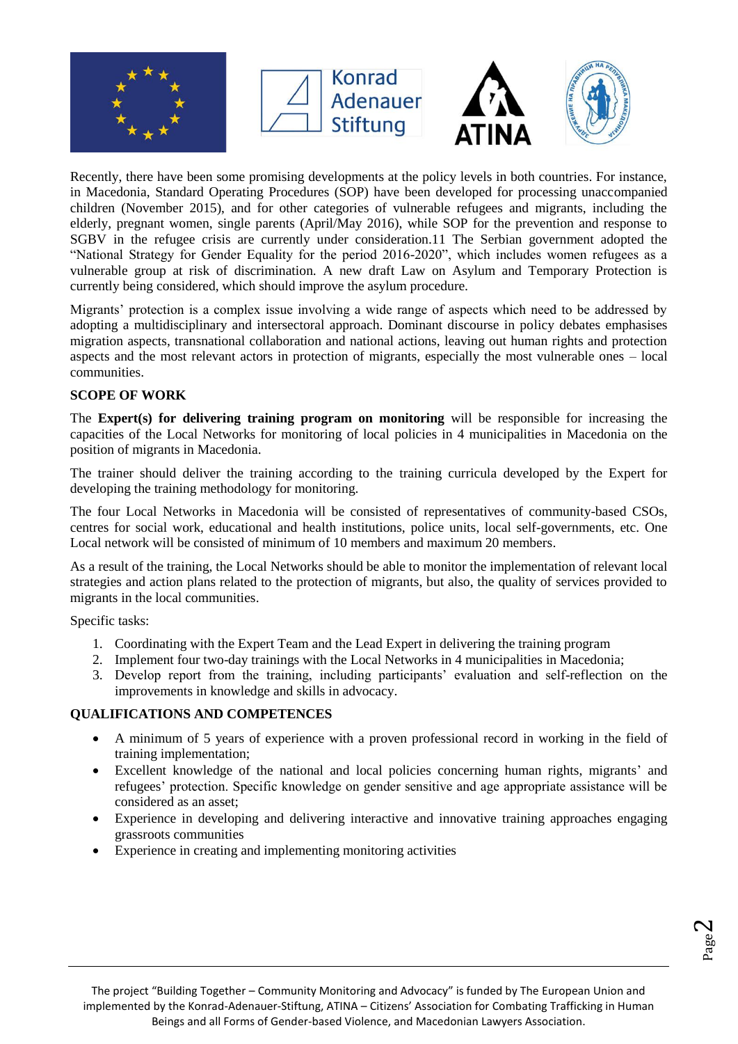Recently, there have been some promising developments at the policy levels in both countries. For instance, in Macedonia, Standard Operating Procedures (SOP) have been developed for processing unaccompanied children (November 2015), and for other categories of vulnerable refugees and migrants, including the elderly, pregnant women, single parents (April/May 2016), while SOP for the prevention and response to SGBV in the refugee crisis are currently under consideration.[11] The Serbian government adopted the "National Strategy for Gender Equality for the period 2016-2020", which includes women refugees as a vulnerable group at risk of discrimination. A new draft Law on Asylum and Temporary Protection is currently being considered, which should improve the asylum procedure.

Migrants' protection is a complex issue involving a wide range of aspects which need to be addressed by adopting a multidisciplinary and intersectoral approach. Dominant discourse in policy debates emphasises migration aspects, transnational collaboration and national actions, leaving out human rights and protection aspects and the most relevant actors in protection of migrants, especially the most vulnerable ones – local communities.

**SCOPE OF WORK**

The **Expert(s) for delivering training program on monitoring** will be responsible for increasing the capacities of the Local Networks for monitoring of local policies in 4 municipalities in Macedonia on the position of migrants in Macedonia.

The trainer should deliver the training according to the training curricula developed by the Expert for developing the training methodology for monitoring.

The four Local Networks in Macedonia will be consisted of representatives of community-based CSOs, centres for social work, educational and health institutions, police units, local self-governments, etc. One Local network will be consisted of minimum of 10 members and maximum 20 members.

As a result of the training, the Local Networks should be able to monitor the implementation of relevant local strategies and action plans related to the protection of migrants, but also, the quality of services provided to migrants in the local communities.

Specific tasks:

1. Coordinating with the Expert Team and the Lead Expert in delivering the training program
2. Implement four two-day trainings with the Local Networks in 4 municipalities in Macedonia;
3. Develop report from the training, including participants' evaluation and self-reflection on the improvements in knowledge and skills in advocacy.

**QUALIFICATIONS AND COMPETENCES**

- A minimum of 5 years of experience with a proven professional record in working in the field of training implementation;
- Excellent knowledge of the national and local policies concerning human rights, migrants' and refugees' protection. Specific knowledge on gender sensitive and age appropriate assistance will be considered as an asset;
- Experience in developing and delivering interactive and innovative training approaches engaging grassroots communities
- Experience in creating and implementing monitoring activities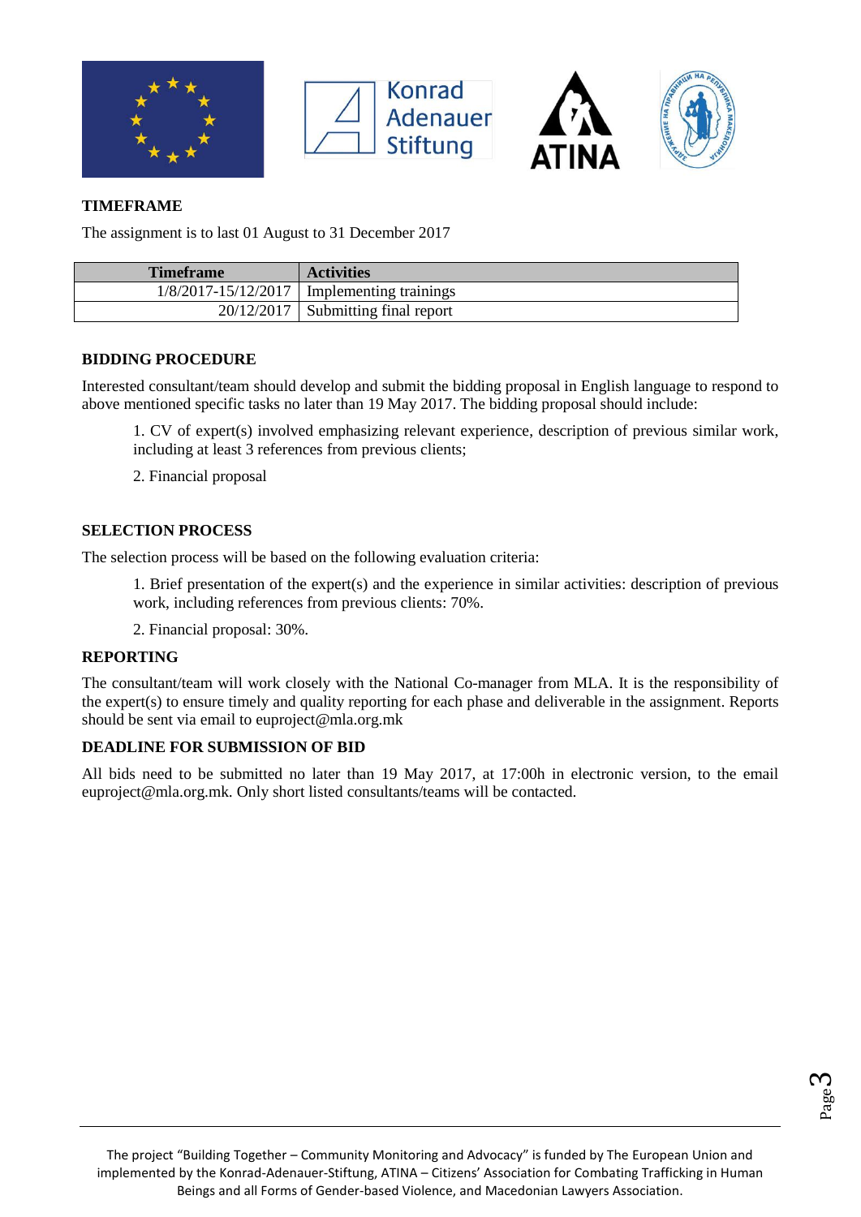**TIMEFRAME**

The assignment is to last 01 August to 31 December 2017

| Timeframe | Activities |
|---|---|
| 1/8/2017-15/12/2017 | Implementing trainings |
| 20/12/2017 | Submitting final report |

**BIDDING PROCEDURE**

Interested consultant/team should develop and submit the bidding proposal in English language to respond to above mentioned specific tasks no later than 19 May 2017. The bidding proposal should include:

1. CV of expert(s) involved emphasizing relevant experience, description of previous similar work, including at least 3 references from previous clients;
2. Financial proposal

**SELECTION PROCESS**

The selection process will be based on the following evaluation criteria:

1. Brief presentation of the expert(s) and the experience in similar activities: description of previous work, including references from previous clients: 70%.
2. Financial proposal: 30%.

**REPORTING**

The consultant/team will work closely with the National Co-manager from MLA. It is the responsibility of the expert(s) to ensure timely and quality reporting for each phase and deliverable in the assignment. Reports should be sent via email to euproject@mla.org.mk

**DEADLINE FOR SUBMISSION OF BID**

All bids need to be submitted no later than 19 May 2017, at 17:00h in electronic version, to the email euproject@mla.org.mk. Only short listed consultants/teams will be contacted.